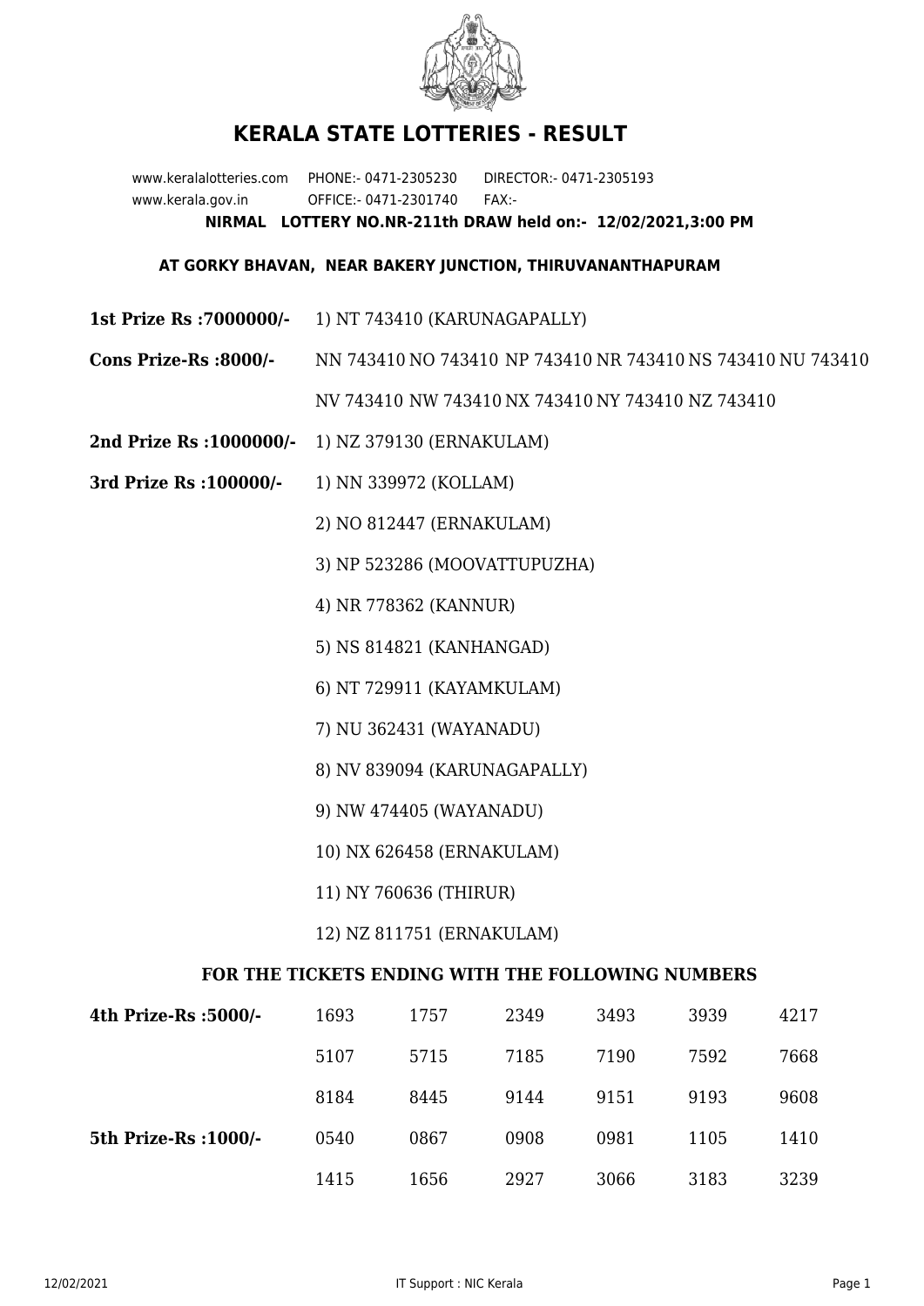# KERALA STATE LOTTERIES - RESULT

www.keralalotteries.com PHONE:- 0471-2305230 DIRECTOR:- 0471-2305193
www.kerala.gov.in OFFICE:- 0471-2301740 FAX:-

**NIRMAL LOTTERY NO.NR-211th DRAW held on:- 12/02/2021,3:00 PM**

**AT GORKY BHAVAN, NEAR BAKERY JUNCTION, THIRUVANANTHAPURAM**

**1st Prize Rs :7000000/-** 1) NT 743410 (KARUNAGAPALLY)

**Cons Prize-Rs :8000/-** NN 743410 NO 743410 NP 743410 NR 743410 NS 743410 NU 743410 NV 743410 NW 743410 NX 743410 NY 743410 NZ 743410

**2nd Prize Rs :1000000/-** 1) NZ 379130 (ERNAKULAM)

**3rd Prize Rs :100000/-**
1) NN 339972 (KOLLAM)
2) NO 812447 (ERNAKULAM)
3) NP 523286 (MOOVATTUPUZHA)
4) NR 778362 (KANNUR)
5) NS 814821 (KANHANGAD)
6) NT 729911 (KAYAMKULAM)
7) NU 362431 (WAYANADU)
8) NV 839094 (KARUNAGAPALLY)
9) NW 474405 (WAYANADU)
10) NX 626458 (ERNAKULAM)
11) NY 760636 (THIRUR)
12) NZ 811751 (ERNAKULAM)

## FOR THE TICKETS ENDING WITH THE FOLLOWING NUMBERS

| | | | | | | |
|---|---|---|---|---|---|---|
| **4th Prize-Rs :5000/-** | 1693 | 1757 | 2349 | 3493 | 3939 | 4217 |
| | 5107 | 5715 | 7185 | 7190 | 7592 | 7668 |
| | 8184 | 8445 | 9144 | 9151 | 9193 | 9608 |
| **5th Prize-Rs :1000/-** | 0540 | 0867 | 0908 | 0981 | 1105 | 1410 |
| | 1415 | 1656 | 2927 | 3066 | 3183 | 3239 |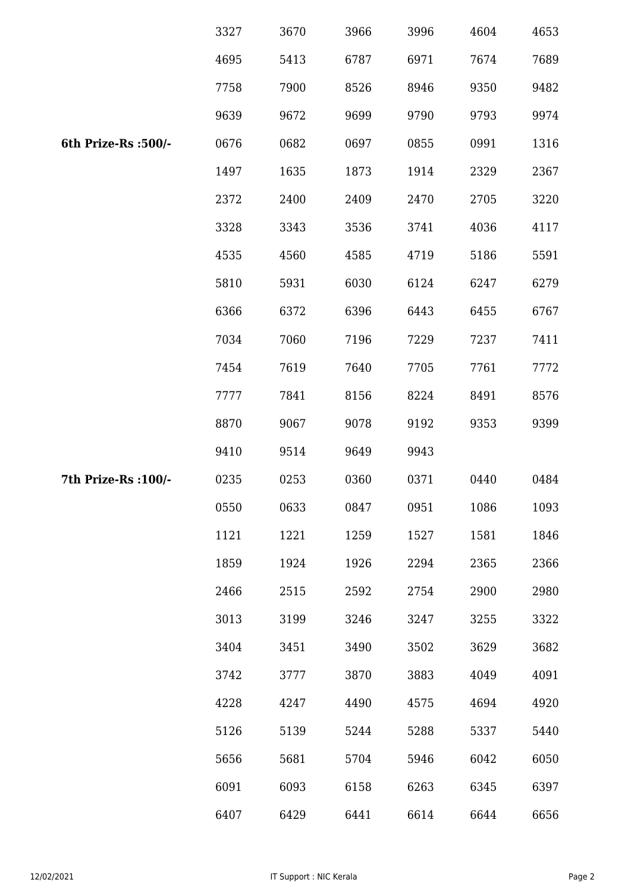| | | | | | | |
|---|---|---|---|---|---|---|
| | 3327 | 3670 | 3966 | 3996 | 4604 | 4653 |
| | 4695 | 5413 | 6787 | 6971 | 7674 | 7689 |
| | 7758 | 7900 | 8526 | 8946 | 9350 | 9482 |
| | 9639 | 9672 | 9699 | 9790 | 9793 | 9974 |
| **6th Prize-Rs :500/-** | 0676 | 0682 | 0697 | 0855 | 0991 | 1316 |
| | 1497 | 1635 | 1873 | 1914 | 2329 | 2367 |
| | 2372 | 2400 | 2409 | 2470 | 2705 | 3220 |
| | 3328 | 3343 | 3536 | 3741 | 4036 | 4117 |
| | 4535 | 4560 | 4585 | 4719 | 5186 | 5591 |
| | 5810 | 5931 | 6030 | 6124 | 6247 | 6279 |
| | 6366 | 6372 | 6396 | 6443 | 6455 | 6767 |
| | 7034 | 7060 | 7196 | 7229 | 7237 | 7411 |
| | 7454 | 7619 | 7640 | 7705 | 7761 | 7772 |
| | 7777 | 7841 | 8156 | 8224 | 8491 | 8576 |
| | 8870 | 9067 | 9078 | 9192 | 9353 | 9399 |
| | 9410 | 9514 | 9649 | 9943 | | |
| **7th Prize-Rs :100/-** | 0235 | 0253 | 0360 | 0371 | 0440 | 0484 |
| | 0550 | 0633 | 0847 | 0951 | 1086 | 1093 |
| | 1121 | 1221 | 1259 | 1527 | 1581 | 1846 |
| | 1859 | 1924 | 1926 | 2294 | 2365 | 2366 |
| | 2466 | 2515 | 2592 | 2754 | 2900 | 2980 |
| | 3013 | 3199 | 3246 | 3247 | 3255 | 3322 |
| | 3404 | 3451 | 3490 | 3502 | 3629 | 3682 |
| | 3742 | 3777 | 3870 | 3883 | 4049 | 4091 |
| | 4228 | 4247 | 4490 | 4575 | 4694 | 4920 |
| | 5126 | 5139 | 5244 | 5288 | 5337 | 5440 |
| | 5656 | 5681 | 5704 | 5946 | 6042 | 6050 |
| | 6091 | 6093 | 6158 | 6263 | 6345 | 6397 |
| | 6407 | 6429 | 6441 | 6614 | 6644 | 6656 |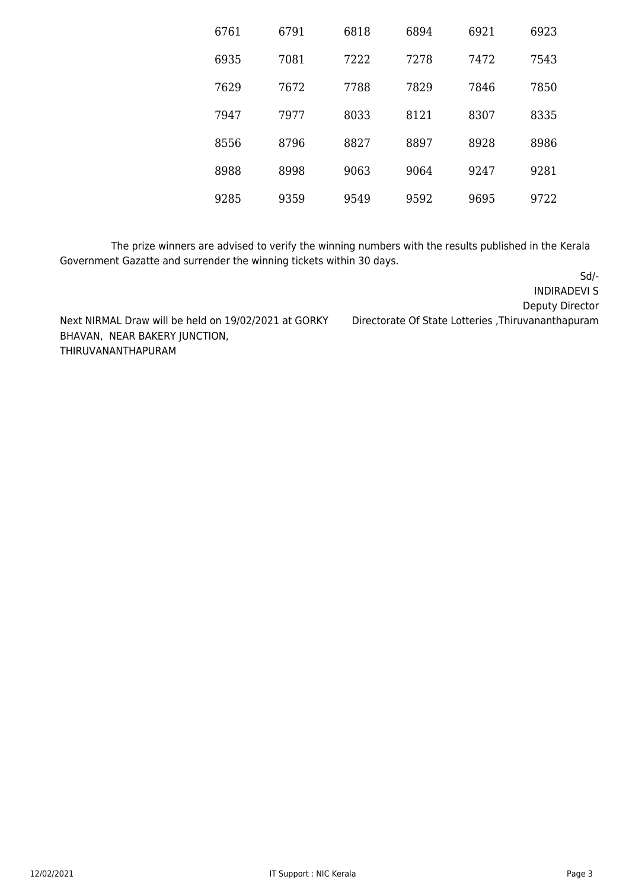| | | | | | |
|---|---|---|---|---|---|
| 6761 | 6791 | 6818 | 6894 | 6921 | 6923 |
| 6935 | 7081 | 7222 | 7278 | 7472 | 7543 |
| 7629 | 7672 | 7788 | 7829 | 7846 | 7850 |
| 7947 | 7977 | 8033 | 8121 | 8307 | 8335 |
| 8556 | 8796 | 8827 | 8897 | 8928 | 8986 |
| 8988 | 8998 | 9063 | 9064 | 9247 | 9281 |
| 9285 | 9359 | 9549 | 9592 | 9695 | 9722 |

The prize winners are advised to verify the winning numbers with the results published in the Kerala Government Gazatte and surrender the winning tickets within 30 days.

Sd/-
INDIRADEVI S
Deputy Director
Directorate Of State Lotteries ,Thiruvananthapuram

Next NIRMAL Draw will be held on 19/02/2021 at GORKY BHAVAN, NEAR BAKERY JUNCTION, THIRUVANANTHAPURAM

12/02/2021 IT Support : NIC Kerala